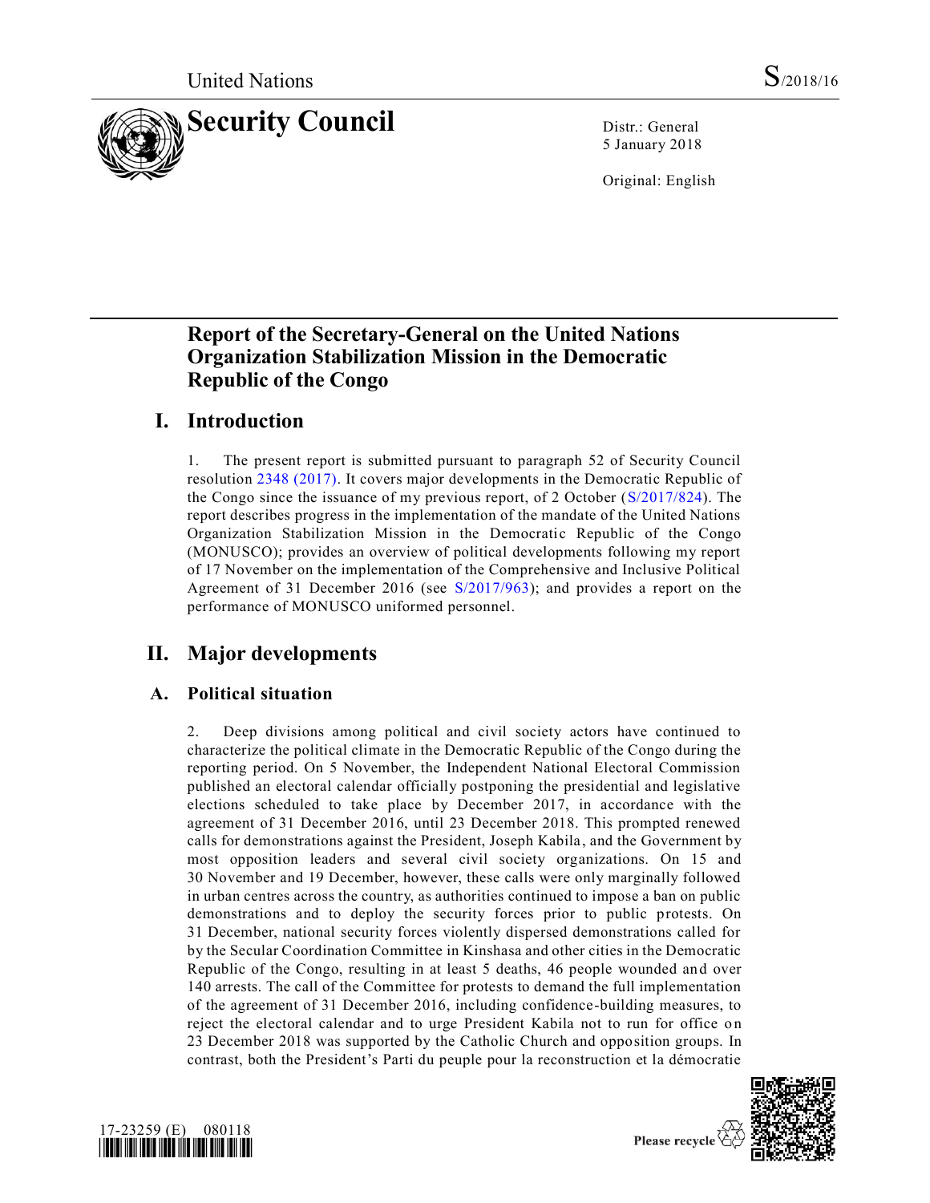United Nations S/2018/16

# Security Council

Distr.: General
5 January 2018

Original: English

## Report of the Secretary-General on the United Nations Organization Stabilization Mission in the Democratic Republic of the Congo

## I. Introduction

1. The present report is submitted pursuant to paragraph 52 of Security Council resolution 2348 (2017). It covers major developments in the Democratic Republic of the Congo since the issuance of my previous report, of 2 October (S/2017/824). The report describes progress in the implementation of the mandate of the United Nations Organization Stabilization Mission in the Democratic Republic of the Congo (MONUSCO); provides an overview of political developments following my report of 17 November on the implementation of the Comprehensive and Inclusive Political Agreement of 31 December 2016 (see S/2017/963); and provides a report on the performance of MONUSCO uniformed personnel.

## II. Major developments

### A. Political situation

2. Deep divisions among political and civil society actors have continued to characterize the political climate in the Democratic Republic of the Congo during the reporting period. On 5 November, the Independent National Electoral Commission published an electoral calendar officially postponing the presidential and legislative elections scheduled to take place by December 2017, in accordance with the agreement of 31 December 2016, until 23 December 2018. This prompted renewed calls for demonstrations against the President, Joseph Kabila, and the Government by most opposition leaders and several civil society organizations. On 15 and 30 November and 19 December, however, these calls were only marginally followed in urban centres across the country, as authorities continued to impose a ban on public demonstrations and to deploy the security forces prior to public protests. On 31 December, national security forces violently dispersed demonstrations called for by the Secular Coordination Committee in Kinshasa and other cities in the Democratic Republic of the Congo, resulting in at least 5 deaths, 46 people wounded and over 140 arrests. The call of the Committee for protests to demand the full implementation of the agreement of 31 December 2016, including confidence-building measures, to reject the electoral calendar and to urge President Kabila not to run for office on 23 December 2018 was supported by the Catholic Church and opposition groups. In contrast, both the President's Parti du peuple pour la reconstruction et la démocratie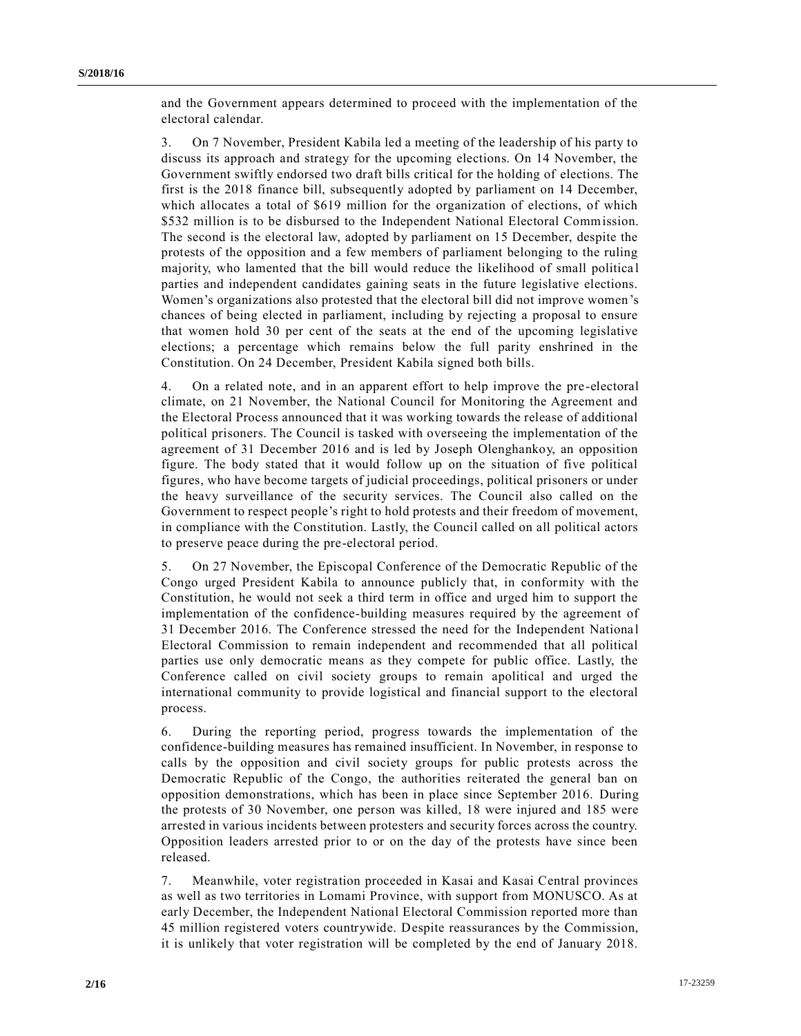and the Government appears determined to proceed with the implementation of the electoral calendar.

3. On 7 November, President Kabila led a meeting of the leadership of his party to discuss its approach and strategy for the upcoming elections. On 14 November, the Government swiftly endorsed two draft bills critical for the holding of elections. The first is the 2018 finance bill, subsequently adopted by parliament on 14 December, which allocates a total of $619 million for the organization of elections, of which $532 million is to be disbursed to the Independent National Electoral Commission. The second is the electoral law, adopted by parliament on 15 December, despite the protests of the opposition and a few members of parliament belonging to the ruling majority, who lamented that the bill would reduce the likelihood of small political parties and independent candidates gaining seats in the future legislative elections. Women's organizations also protested that the electoral bill did not improve women's chances of being elected in parliament, including by rejecting a proposal to ensure that women hold 30 per cent of the seats at the end of the upcoming legislative elections; a percentage which remains below the full parity enshrined in the Constitution. On 24 December, President Kabila signed both bills.

4. On a related note, and in an apparent effort to help improve the pre-electoral climate, on 21 November, the National Council for Monitoring the Agreement and the Electoral Process announced that it was working towards the release of additional political prisoners. The Council is tasked with overseeing the implementation of the agreement of 31 December 2016 and is led by Joseph Olenghankoy, an opposition figure. The body stated that it would follow up on the situation of five political figures, who have become targets of judicial proceedings, political prisoners or under the heavy surveillance of the security services. The Council also called on the Government to respect people's right to hold protests and their freedom of movement, in compliance with the Constitution. Lastly, the Council called on all political actors to preserve peace during the pre-electoral period.

5. On 27 November, the Episcopal Conference of the Democratic Republic of the Congo urged President Kabila to announce publicly that, in conformity with the Constitution, he would not seek a third term in office and urged him to support the implementation of the confidence-building measures required by the agreement of 31 December 2016. The Conference stressed the need for the Independent National Electoral Commission to remain independent and recommended that all political parties use only democratic means as they compete for public office. Lastly, the Conference called on civil society groups to remain apolitical and urged the international community to provide logistical and financial support to the electoral process.

6. During the reporting period, progress towards the implementation of the confidence-building measures has remained insufficient. In November, in response to calls by the opposition and civil society groups for public protests across the Democratic Republic of the Congo, the authorities reiterated the general ban on opposition demonstrations, which has been in place since September 2016. During the protests of 30 November, one person was killed, 18 were injured and 185 were arrested in various incidents between protesters and security forces across the country. Opposition leaders arrested prior to or on the day of the protests have since been released.

7. Meanwhile, voter registration proceeded in Kasai and Kasai Central provinces as well as two territories in Lomami Province, with support from MONUSCO. As at early December, the Independent National Electoral Commission reported more than 45 million registered voters countrywide. Despite reassurances by the Commission, it is unlikely that voter registration will be completed by the end of January 2018.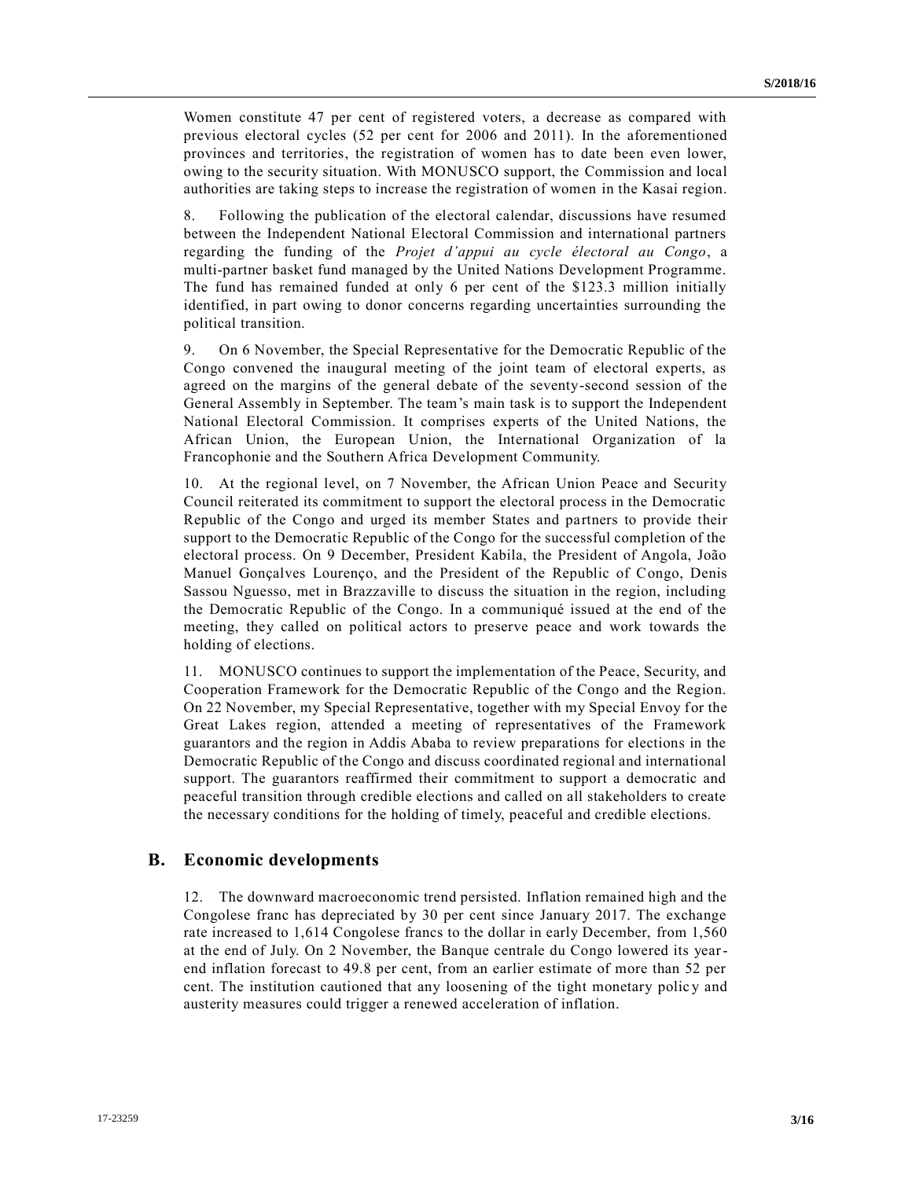Women constitute 47 per cent of registered voters, a decrease as compared with previous electoral cycles (52 per cent for 2006 and 2011). In the aforementioned provinces and territories, the registration of women has to date been even lower, owing to the security situation. With MONUSCO support, the Commission and local authorities are taking steps to increase the registration of women in the Kasai region.

8. Following the publication of the electoral calendar, discussions have resumed between the Independent National Electoral Commission and international partners regarding the funding of the *Projet d'appui au cycle électoral au Congo*, a multi-partner basket fund managed by the United Nations Development Programme. The fund has remained funded at only 6 per cent of the $123.3 million initially identified, in part owing to donor concerns regarding uncertainties surrounding the political transition.

9. On 6 November, the Special Representative for the Democratic Republic of the Congo convened the inaugural meeting of the joint team of electoral experts, as agreed on the margins of the general debate of the seventy-second session of the General Assembly in September. The team's main task is to support the Independent National Electoral Commission. It comprises experts of the United Nations, the African Union, the European Union, the International Organization of la Francophonie and the Southern Africa Development Community.

10. At the regional level, on 7 November, the African Union Peace and Security Council reiterated its commitment to support the electoral process in the Democratic Republic of the Congo and urged its member States and partners to provide their support to the Democratic Republic of the Congo for the successful completion of the electoral process. On 9 December, President Kabila, the President of Angola, João Manuel Gonçalves Lourenço, and the President of the Republic of Congo, Denis Sassou Nguesso, met in Brazzaville to discuss the situation in the region, including the Democratic Republic of the Congo. In a communiqué issued at the end of the meeting, they called on political actors to preserve peace and work towards the holding of elections.

11. MONUSCO continues to support the implementation of the Peace, Security, and Cooperation Framework for the Democratic Republic of the Congo and the Region. On 22 November, my Special Representative, together with my Special Envoy for the Great Lakes region, attended a meeting of representatives of the Framework guarantors and the region in Addis Ababa to review preparations for elections in the Democratic Republic of the Congo and discuss coordinated regional and international support. The guarantors reaffirmed their commitment to support a democratic and peaceful transition through credible elections and called on all stakeholders to create the necessary conditions for the holding of timely, peaceful and credible elections.

## B. Economic developments

12. The downward macroeconomic trend persisted. Inflation remained high and the Congolese franc has depreciated by 30 per cent since January 2017. The exchange rate increased to 1,614 Congolese francs to the dollar in early December, from 1,560 at the end of July. On 2 November, the Banque centrale du Congo lowered its year-end inflation forecast to 49.8 per cent, from an earlier estimate of more than 52 per cent. The institution cautioned that any loosening of the tight monetary policy and austerity measures could trigger a renewed acceleration of inflation.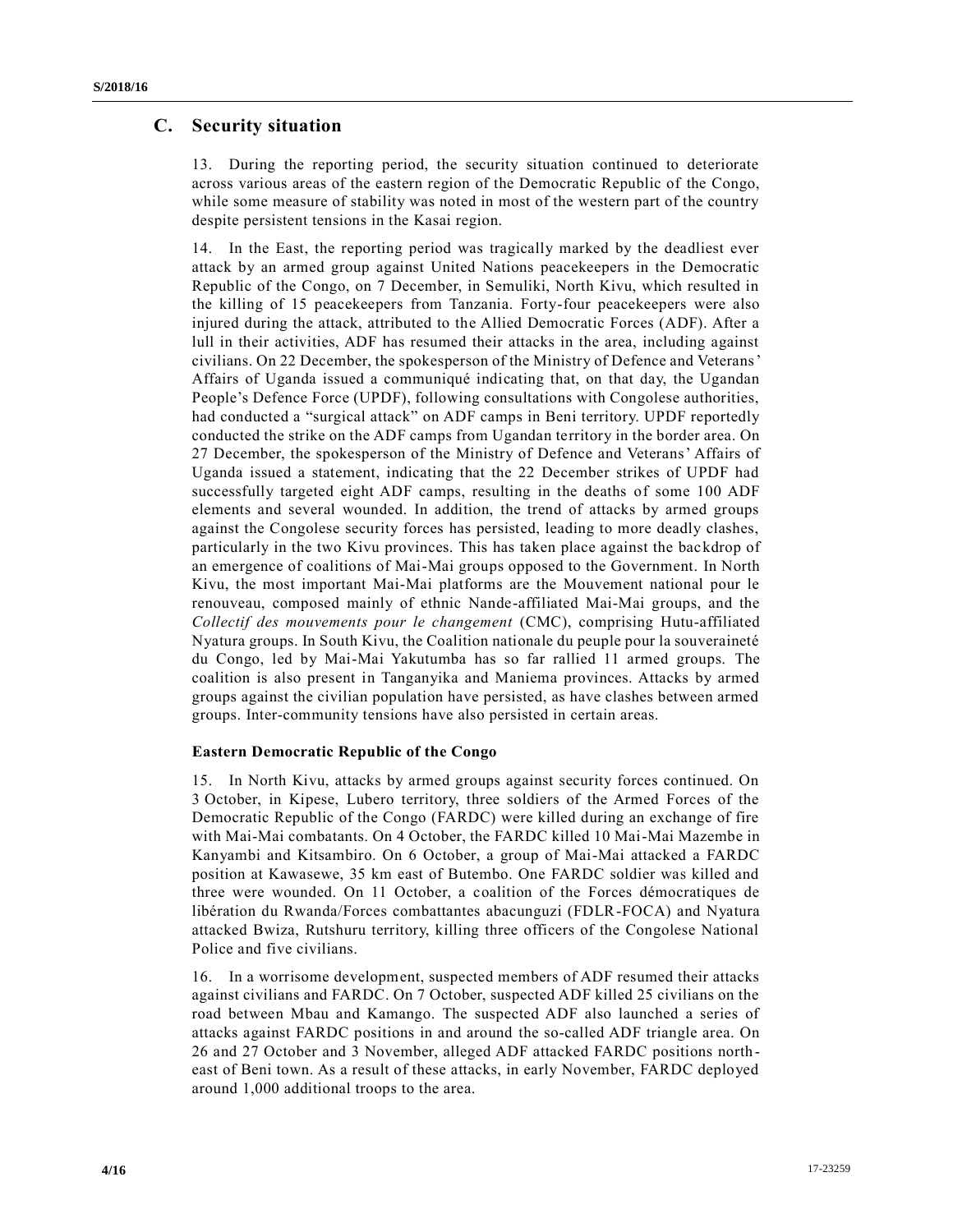## C. Security situation

13. During the reporting period, the security situation continued to deteriorate across various areas of the eastern region of the Democratic Republic of the Congo, while some measure of stability was noted in most of the western part of the country despite persistent tensions in the Kasai region.

14. In the East, the reporting period was tragically marked by the deadliest ever attack by an armed group against United Nations peacekeepers in the Democratic Republic of the Congo, on 7 December, in Semuliki, North Kivu, which resulted in the killing of 15 peacekeepers from Tanzania. Forty-four peacekeepers were also injured during the attack, attributed to the Allied Democratic Forces (ADF). After a lull in their activities, ADF has resumed their attacks in the area, including against civilians. On 22 December, the spokesperson of the Ministry of Defence and Veterans' Affairs of Uganda issued a communiqué indicating that, on that day, the Ugandan People's Defence Force (UPDF), following consultations with Congolese authorities, had conducted a "surgical attack" on ADF camps in Beni territory. UPDF reportedly conducted the strike on the ADF camps from Ugandan territory in the border area. On 27 December, the spokesperson of the Ministry of Defence and Veterans' Affairs of Uganda issued a statement, indicating that the 22 December strikes of UPDF had successfully targeted eight ADF camps, resulting in the deaths of some 100 ADF elements and several wounded. In addition, the trend of attacks by armed groups against the Congolese security forces has persisted, leading to more deadly clashes, particularly in the two Kivu provinces. This has taken place against the backdrop of an emergence of coalitions of Mai-Mai groups opposed to the Government. In North Kivu, the most important Mai-Mai platforms are the Mouvement national pour le renouveau, composed mainly of ethnic Nande-affiliated Mai-Mai groups, and the *Collectif des mouvements pour le changement* (CMC), comprising Hutu-affiliated Nyatura groups. In South Kivu, the Coalition nationale du peuple pour la souveraineté du Congo, led by Mai-Mai Yakutumba has so far rallied 11 armed groups. The coalition is also present in Tanganyika and Maniema provinces. Attacks by armed groups against the civilian population have persisted, as have clashes between armed groups. Inter-community tensions have also persisted in certain areas.

### Eastern Democratic Republic of the Congo

15. In North Kivu, attacks by armed groups against security forces continued. On 3 October, in Kipese, Lubero territory, three soldiers of the Armed Forces of the Democratic Republic of the Congo (FARDC) were killed during an exchange of fire with Mai-Mai combatants. On 4 October, the FARDC killed 10 Mai-Mai Mazembe in Kanyambi and Kitsambiro. On 6 October, a group of Mai-Mai attacked a FARDC position at Kawasewe, 35 km east of Butembo. One FARDC soldier was killed and three were wounded. On 11 October, a coalition of the Forces démocratiques de libération du Rwanda/Forces combattantes abacunguzi (FDLR-FOCA) and Nyatura attacked Bwiza, Rutshuru territory, killing three officers of the Congolese National Police and five civilians.

16. In a worrisome development, suspected members of ADF resumed their attacks against civilians and FARDC. On 7 October, suspected ADF killed 25 civilians on the road between Mbau and Kamango. The suspected ADF also launched a series of attacks against FARDC positions in and around the so-called ADF triangle area. On 26 and 27 October and 3 November, alleged ADF attacked FARDC positions north-east of Beni town. As a result of these attacks, in early November, FARDC deployed around 1,000 additional troops to the area.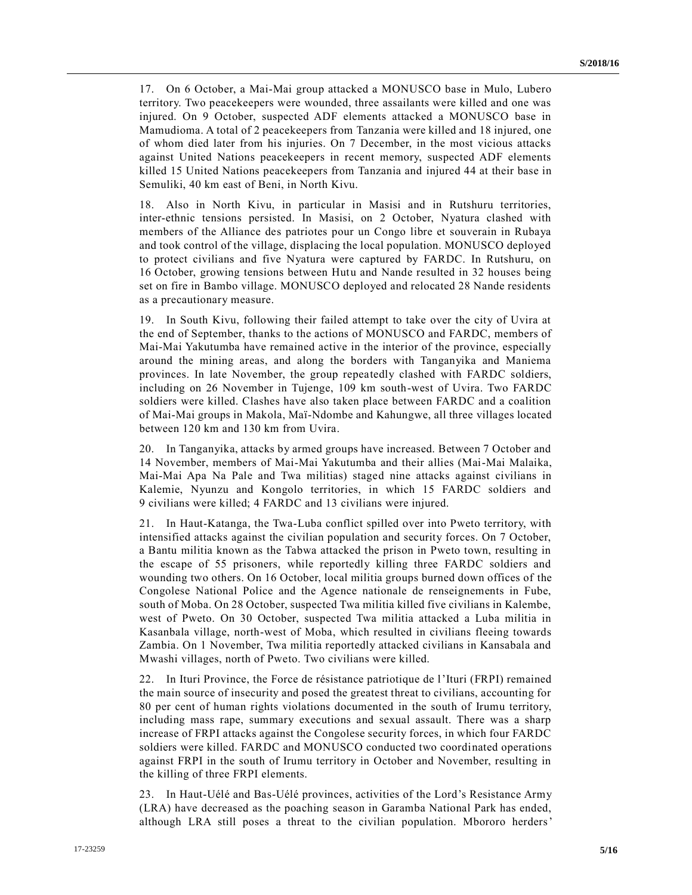17. On 6 October, a Mai-Mai group attacked a MONUSCO base in Mulo, Lubero territory. Two peacekeepers were wounded, three assailants were killed and one was injured. On 9 October, suspected ADF elements attacked a MONUSCO base in Mamudioma. A total of 2 peacekeepers from Tanzania were killed and 18 injured, one of whom died later from his injuries. On 7 December, in the most vicious attacks against United Nations peacekeepers in recent memory, suspected ADF elements killed 15 United Nations peacekeepers from Tanzania and injured 44 at their base in Semuliki, 40 km east of Beni, in North Kivu.

18. Also in North Kivu, in particular in Masisi and in Rutshuru territories, inter-ethnic tensions persisted. In Masisi, on 2 October, Nyatura clashed with members of the Alliance des patriotes pour un Congo libre et souverain in Rubaya and took control of the village, displacing the local population. MONUSCO deployed to protect civilians and five Nyatura were captured by FARDC. In Rutshuru, on 16 October, growing tensions between Hutu and Nande resulted in 32 houses being set on fire in Bambo village. MONUSCO deployed and relocated 28 Nande residents as a precautionary measure.

19. In South Kivu, following their failed attempt to take over the city of Uvira at the end of September, thanks to the actions of MONUSCO and FARDC, members of Mai-Mai Yakutumba have remained active in the interior of the province, especially around the mining areas, and along the borders with Tanganyika and Maniema provinces. In late November, the group repeatedly clashed with FARDC soldiers, including on 26 November in Tujenge, 109 km south-west of Uvira. Two FARDC soldiers were killed. Clashes have also taken place between FARDC and a coalition of Mai-Mai groups in Makola, Maï-Ndombe and Kahungwe, all three villages located between 120 km and 130 km from Uvira.

20. In Tanganyika, attacks by armed groups have increased. Between 7 October and 14 November, members of Mai-Mai Yakutumba and their allies (Mai-Mai Malaika, Mai-Mai Apa Na Pale and Twa militias) staged nine attacks against civilians in Kalemie, Nyunzu and Kongolo territories, in which 15 FARDC soldiers and 9 civilians were killed; 4 FARDC and 13 civilians were injured.

21. In Haut-Katanga, the Twa-Luba conflict spilled over into Pweto territory, with intensified attacks against the civilian population and security forces. On 7 October, a Bantu militia known as the Tabwa attacked the prison in Pweto town, resulting in the escape of 55 prisoners, while reportedly killing three FARDC soldiers and wounding two others. On 16 October, local militia groups burned down offices of the Congolese National Police and the Agence nationale de renseignements in Fube, south of Moba. On 28 October, suspected Twa militia killed five civilians in Kalembe, west of Pweto. On 30 October, suspected Twa militia attacked a Luba militia in Kasanbala village, north-west of Moba, which resulted in civilians fleeing towards Zambia. On 1 November, Twa militia reportedly attacked civilians in Kansabala and Mwashi villages, north of Pweto. Two civilians were killed.

22. In Ituri Province, the Force de résistance patriotique de l'Ituri (FRPI) remained the main source of insecurity and posed the greatest threat to civilians, accounting for 80 per cent of human rights violations documented in the south of Irumu territory, including mass rape, summary executions and sexual assault. There was a sharp increase of FRPI attacks against the Congolese security forces, in which four FARDC soldiers were killed. FARDC and MONUSCO conducted two coordinated operations against FRPI in the south of Irumu territory in October and November, resulting in the killing of three FRPI elements.

23. In Haut-Uélé and Bas-Uélé provinces, activities of the Lord's Resistance Army (LRA) have decreased as the poaching season in Garamba National Park has ended, although LRA still poses a threat to the civilian population. Mbororo herders'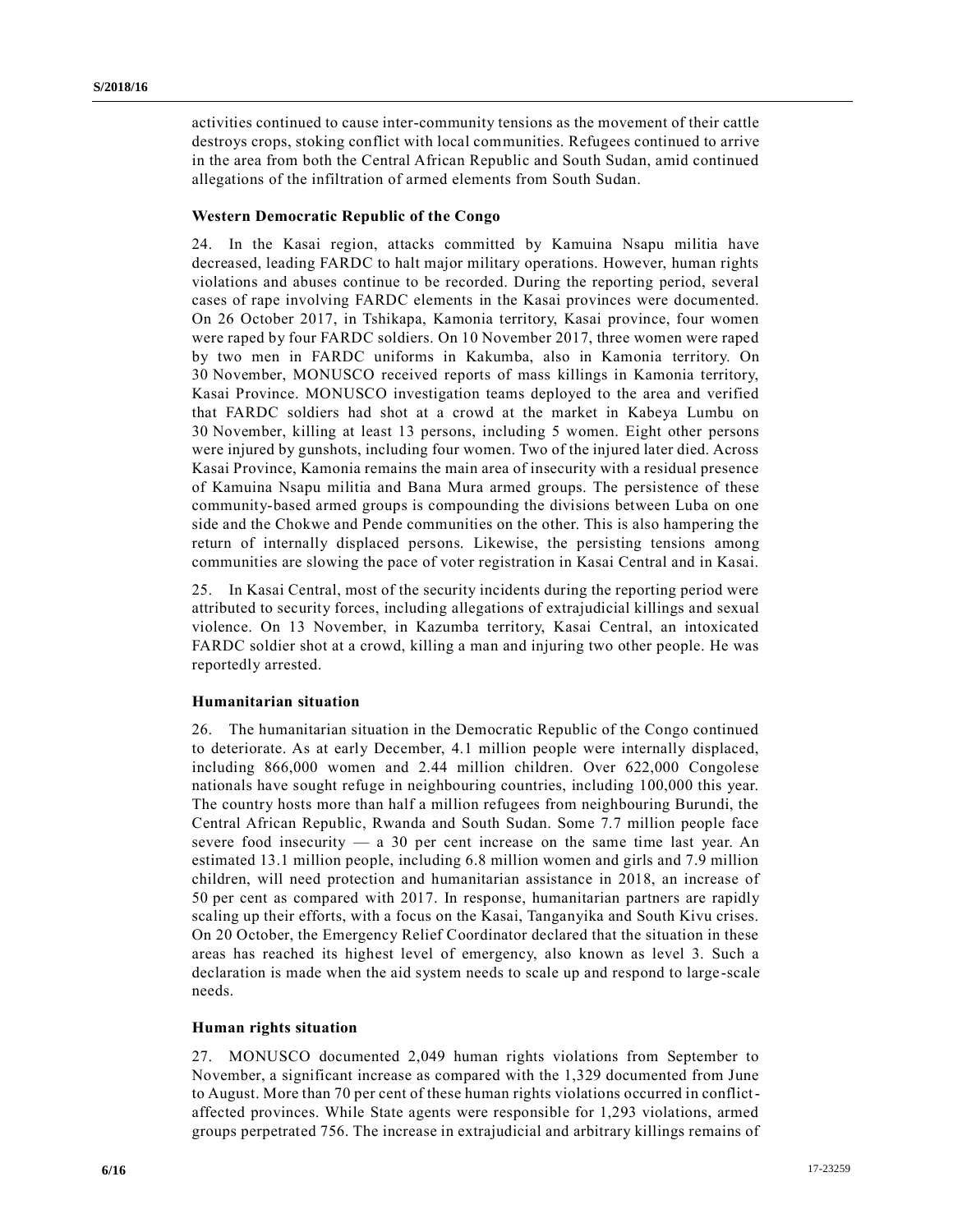activities continued to cause inter-community tensions as the movement of their cattle destroys crops, stoking conflict with local communities. Refugees continued to arrive in the area from both the Central African Republic and South Sudan, amid continued allegations of the infiltration of armed elements from South Sudan.

### Western Democratic Republic of the Congo

24. In the Kasai region, attacks committed by Kamuina Nsapu militia have decreased, leading FARDC to halt major military operations. However, human rights violations and abuses continue to be recorded. During the reporting period, several cases of rape involving FARDC elements in the Kasai provinces were documented. On 26 October 2017, in Tshikapa, Kamonia territory, Kasai province, four women were raped by four FARDC soldiers. On 10 November 2017, three women were raped by two men in FARDC uniforms in Kakumba, also in Kamonia territory. On 30 November, MONUSCO received reports of mass killings in Kamonia territory, Kasai Province. MONUSCO investigation teams deployed to the area and verified that FARDC soldiers had shot at a crowd at the market in Kabeya Lumbu on 30 November, killing at least 13 persons, including 5 women. Eight other persons were injured by gunshots, including four women. Two of the injured later died. Across Kasai Province, Kamonia remains the main area of insecurity with a residual presence of Kamuina Nsapu militia and Bana Mura armed groups. The persistence of these community-based armed groups is compounding the divisions between Luba on one side and the Chokwe and Pende communities on the other. This is also hampering the return of internally displaced persons. Likewise, the persisting tensions among communities are slowing the pace of voter registration in Kasai Central and in Kasai.

25. In Kasai Central, most of the security incidents during the reporting period were attributed to security forces, including allegations of extrajudicial killings and sexual violence. On 13 November, in Kazumba territory, Kasai Central, an intoxicated FARDC soldier shot at a crowd, killing a man and injuring two other people. He was reportedly arrested.

### Humanitarian situation

26. The humanitarian situation in the Democratic Republic of the Congo continued to deteriorate. As at early December, 4.1 million people were internally displaced, including 866,000 women and 2.44 million children. Over 622,000 Congolese nationals have sought refuge in neighbouring countries, including 100,000 this year. The country hosts more than half a million refugees from neighbouring Burundi, the Central African Republic, Rwanda and South Sudan. Some 7.7 million people face severe food insecurity — a 30 per cent increase on the same time last year. An estimated 13.1 million people, including 6.8 million women and girls and 7.9 million children, will need protection and humanitarian assistance in 2018, an increase of 50 per cent as compared with 2017. In response, humanitarian partners are rapidly scaling up their efforts, with a focus on the Kasai, Tanganyika and South Kivu crises. On 20 October, the Emergency Relief Coordinator declared that the situation in these areas has reached its highest level of emergency, also known as level 3. Such a declaration is made when the aid system needs to scale up and respond to large-scale needs.

### Human rights situation

27. MONUSCO documented 2,049 human rights violations from September to November, a significant increase as compared with the 1,329 documented from June to August. More than 70 per cent of these human rights violations occurred in conflict-affected provinces. While State agents were responsible for 1,293 violations, armed groups perpetrated 756. The increase in extrajudicial and arbitrary killings remains of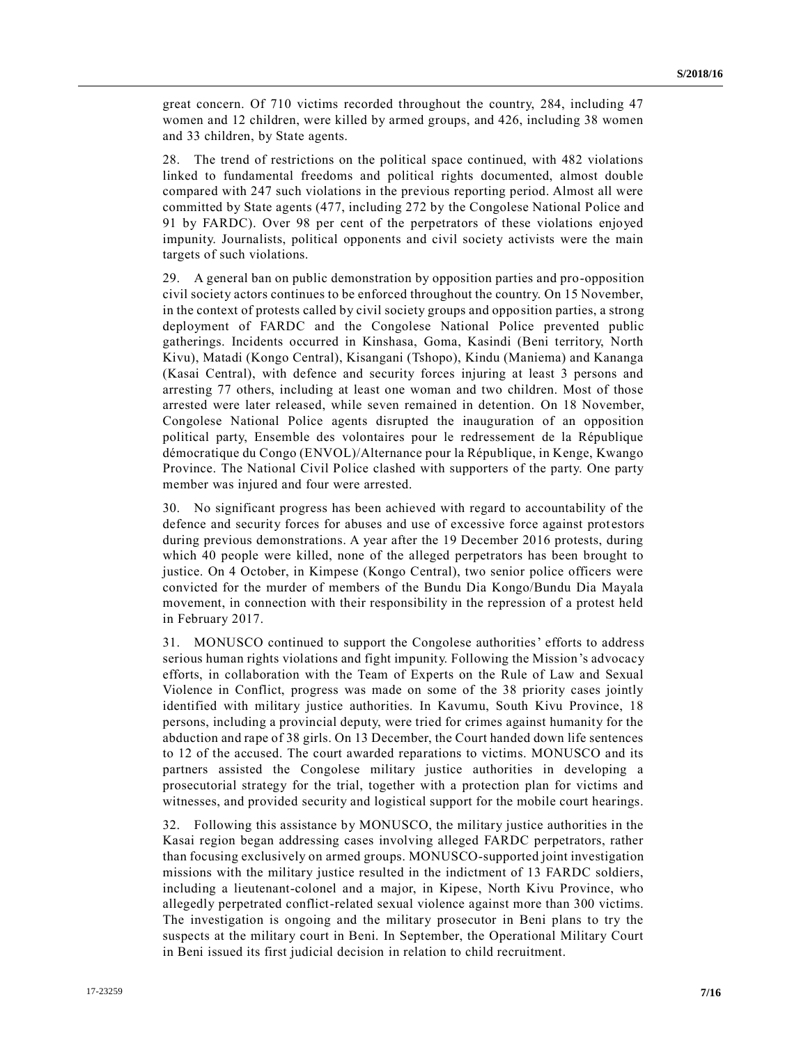great concern. Of 710 victims recorded throughout the country, 284, including 47 women and 12 children, were killed by armed groups, and 426, including 38 women and 33 children, by State agents.

28. The trend of restrictions on the political space continued, with 482 violations linked to fundamental freedoms and political rights documented, almost double compared with 247 such violations in the previous reporting period. Almost all were committed by State agents (477, including 272 by the Congolese National Police and 91 by FARDC). Over 98 per cent of the perpetrators of these violations enjoyed impunity. Journalists, political opponents and civil society activists were the main targets of such violations.

29. A general ban on public demonstration by opposition parties and pro-opposition civil society actors continues to be enforced throughout the country. On 15 November, in the context of protests called by civil society groups and opposition parties, a strong deployment of FARDC and the Congolese National Police prevented public gatherings. Incidents occurred in Kinshasa, Goma, Kasindi (Beni territory, North Kivu), Matadi (Kongo Central), Kisangani (Tshopo), Kindu (Maniema) and Kananga (Kasai Central), with defence and security forces injuring at least 3 persons and arresting 77 others, including at least one woman and two children. Most of those arrested were later released, while seven remained in detention. On 18 November, Congolese National Police agents disrupted the inauguration of an opposition political party, Ensemble des volontaires pour le redressement de la République démocratique du Congo (ENVOL)/Alternance pour la République, in Kenge, Kwango Province. The National Civil Police clashed with supporters of the party. One party member was injured and four were arrested.

30. No significant progress has been achieved with regard to accountability of the defence and security forces for abuses and use of excessive force against protestors during previous demonstrations. A year after the 19 December 2016 protests, during which 40 people were killed, none of the alleged perpetrators has been brought to justice. On 4 October, in Kimpese (Kongo Central), two senior police officers were convicted for the murder of members of the Bundu Dia Kongo/Bundu Dia Mayala movement, in connection with their responsibility in the repression of a protest held in February 2017.

31. MONUSCO continued to support the Congolese authorities' efforts to address serious human rights violations and fight impunity. Following the Mission's advocacy efforts, in collaboration with the Team of Experts on the Rule of Law and Sexual Violence in Conflict, progress was made on some of the 38 priority cases jointly identified with military justice authorities. In Kavumu, South Kivu Province, 18 persons, including a provincial deputy, were tried for crimes against humanity for the abduction and rape of 38 girls. On 13 December, the Court handed down life sentences to 12 of the accused. The court awarded reparations to victims. MONUSCO and its partners assisted the Congolese military justice authorities in developing a prosecutorial strategy for the trial, together with a protection plan for victims and witnesses, and provided security and logistical support for the mobile court hearings.

32. Following this assistance by MONUSCO, the military justice authorities in the Kasai region began addressing cases involving alleged FARDC perpetrators, rather than focusing exclusively on armed groups. MONUSCO-supported joint investigation missions with the military justice resulted in the indictment of 13 FARDC soldiers, including a lieutenant-colonel and a major, in Kipese, North Kivu Province, who allegedly perpetrated conflict-related sexual violence against more than 300 victims. The investigation is ongoing and the military prosecutor in Beni plans to try the suspects at the military court in Beni. In September, the Operational Military Court in Beni issued its first judicial decision in relation to child recruitment.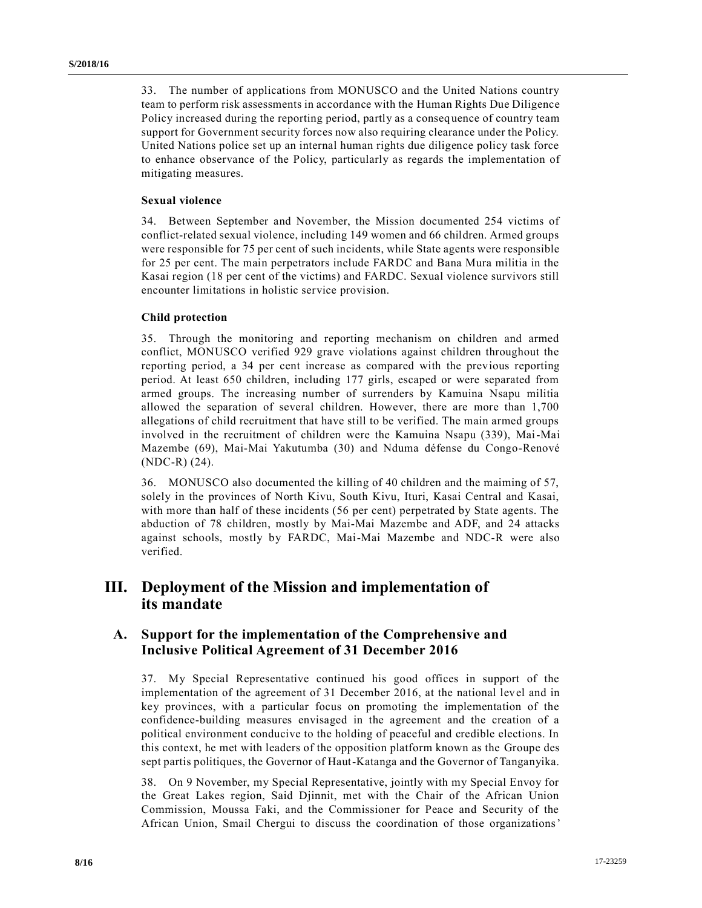33. The number of applications from MONUSCO and the United Nations country team to perform risk assessments in accordance with the Human Rights Due Diligence Policy increased during the reporting period, partly as a consequence of country team support for Government security forces now also requiring clearance under the Policy. United Nations police set up an internal human rights due diligence policy task force to enhance observance of the Policy, particularly as regards the implementation of mitigating measures.

### Sexual violence

34. Between September and November, the Mission documented 254 victims of conflict-related sexual violence, including 149 women and 66 children. Armed groups were responsible for 75 per cent of such incidents, while State agents were responsible for 25 per cent. The main perpetrators include FARDC and Bana Mura militia in the Kasai region (18 per cent of the victims) and FARDC. Sexual violence survivors still encounter limitations in holistic service provision.

### Child protection

35. Through the monitoring and reporting mechanism on children and armed conflict, MONUSCO verified 929 grave violations against children throughout the reporting period, a 34 per cent increase as compared with the previous reporting period. At least 650 children, including 177 girls, escaped or were separated from armed groups. The increasing number of surrenders by Kamuina Nsapu militia allowed the separation of several children. However, there are more than 1,700 allegations of child recruitment that have still to be verified. The main armed groups involved in the recruitment of children were the Kamuina Nsapu (339), Mai-Mai Mazembe (69), Mai-Mai Yakutumba (30) and Nduma défense du Congo-Renové (NDC-R) (24).

36. MONUSCO also documented the killing of 40 children and the maiming of 57, solely in the provinces of North Kivu, South Kivu, Ituri, Kasai Central and Kasai, with more than half of these incidents (56 per cent) perpetrated by State agents. The abduction of 78 children, mostly by Mai-Mai Mazembe and ADF, and 24 attacks against schools, mostly by FARDC, Mai-Mai Mazembe and NDC-R were also verified.

# III. Deployment of the Mission and implementation of its mandate

## A. Support for the implementation of the Comprehensive and Inclusive Political Agreement of 31 December 2016

37. My Special Representative continued his good offices in support of the implementation of the agreement of 31 December 2016, at the national level and in key provinces, with a particular focus on promoting the implementation of the confidence-building measures envisaged in the agreement and the creation of a political environment conducive to the holding of peaceful and credible elections. In this context, he met with leaders of the opposition platform known as the Groupe des sept partis politiques, the Governor of Haut-Katanga and the Governor of Tanganyika.

38. On 9 November, my Special Representative, jointly with my Special Envoy for the Great Lakes region, Said Djinnit, met with the Chair of the African Union Commission, Moussa Faki, and the Commissioner for Peace and Security of the African Union, Smail Chergui to discuss the coordination of those organizations'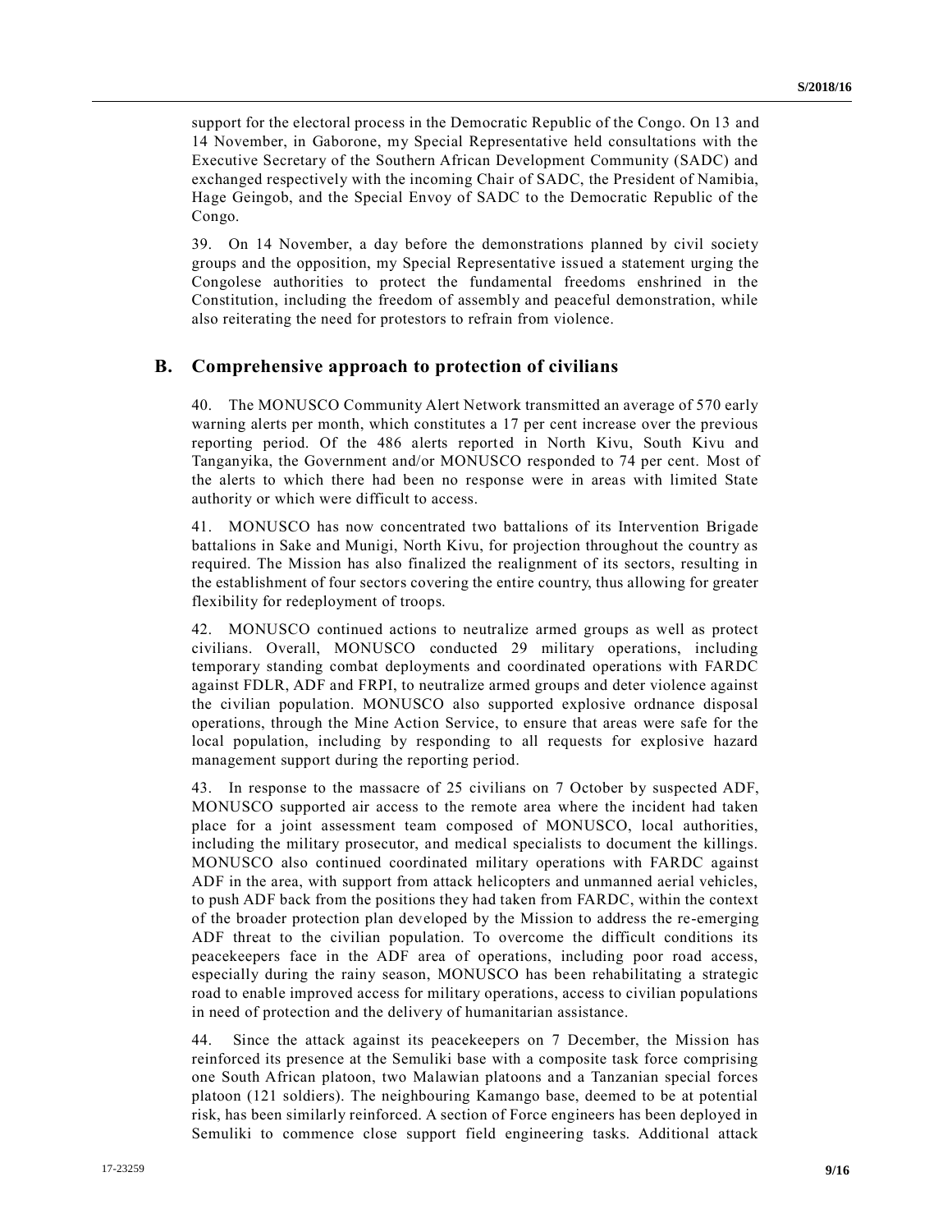support for the electoral process in the Democratic Republic of the Congo. On 13 and 14 November, in Gaborone, my Special Representative held consultations with the Executive Secretary of the Southern African Development Community (SADC) and exchanged respectively with the incoming Chair of SADC, the President of Namibia, Hage Geingob, and the Special Envoy of SADC to the Democratic Republic of the Congo.

39. On 14 November, a day before the demonstrations planned by civil society groups and the opposition, my Special Representative issued a statement urging the Congolese authorities to protect the fundamental freedoms enshrined in the Constitution, including the freedom of assembly and peaceful demonstration, while also reiterating the need for protestors to refrain from violence.

## B. Comprehensive approach to protection of civilians

40. The MONUSCO Community Alert Network transmitted an average of 570 early warning alerts per month, which constitutes a 17 per cent increase over the previous reporting period. Of the 486 alerts reported in North Kivu, South Kivu and Tanganyika, the Government and/or MONUSCO responded to 74 per cent. Most of the alerts to which there had been no response were in areas with limited State authority or which were difficult to access.

41. MONUSCO has now concentrated two battalions of its Intervention Brigade battalions in Sake and Munigi, North Kivu, for projection throughout the country as required. The Mission has also finalized the realignment of its sectors, resulting in the establishment of four sectors covering the entire country, thus allowing for greater flexibility for redeployment of troops.

42. MONUSCO continued actions to neutralize armed groups as well as protect civilians. Overall, MONUSCO conducted 29 military operations, including temporary standing combat deployments and coordinated operations with FARDC against FDLR, ADF and FRPI, to neutralize armed groups and deter violence against the civilian population. MONUSCO also supported explosive ordnance disposal operations, through the Mine Action Service, to ensure that areas were safe for the local population, including by responding to all requests for explosive hazard management support during the reporting period.

43. In response to the massacre of 25 civilians on 7 October by suspected ADF, MONUSCO supported air access to the remote area where the incident had taken place for a joint assessment team composed of MONUSCO, local authorities, including the military prosecutor, and medical specialists to document the killings. MONUSCO also continued coordinated military operations with FARDC against ADF in the area, with support from attack helicopters and unmanned aerial vehicles, to push ADF back from the positions they had taken from FARDC, within the context of the broader protection plan developed by the Mission to address the re-emerging ADF threat to the civilian population. To overcome the difficult conditions its peacekeepers face in the ADF area of operations, including poor road access, especially during the rainy season, MONUSCO has been rehabilitating a strategic road to enable improved access for military operations, access to civilian populations in need of protection and the delivery of humanitarian assistance.

44. Since the attack against its peacekeepers on 7 December, the Mission has reinforced its presence at the Semuliki base with a composite task force comprising one South African platoon, two Malawian platoons and a Tanzanian special forces platoon (121 soldiers). The neighbouring Kamango base, deemed to be at potential risk, has been similarly reinforced. A section of Force engineers has been deployed in Semuliki to commence close support field engineering tasks. Additional attack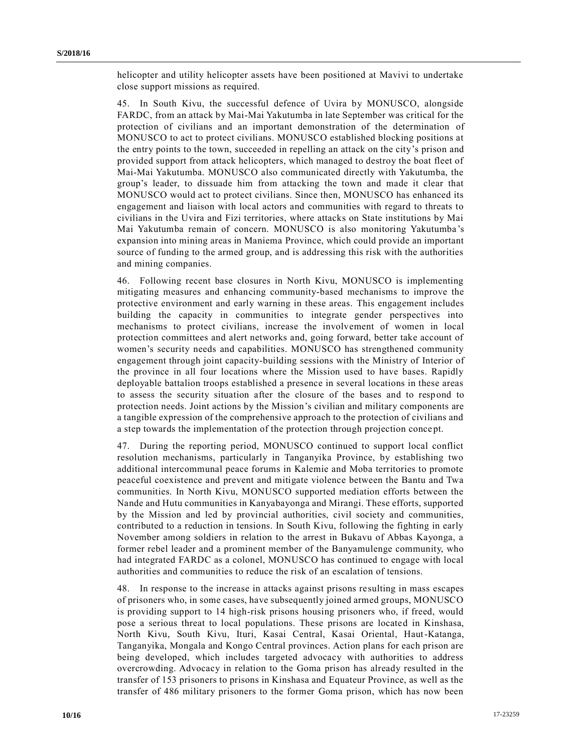helicopter and utility helicopter assets have been positioned at Mavivi to undertake close support missions as required.

45. In South Kivu, the successful defence of Uvira by MONUSCO, alongside FARDC, from an attack by Mai-Mai Yakutumba in late September was critical for the protection of civilians and an important demonstration of the determination of MONUSCO to act to protect civilians. MONUSCO established blocking positions at the entry points to the town, succeeded in repelling an attack on the city's prison and provided support from attack helicopters, which managed to destroy the boat fleet of Mai-Mai Yakutumba. MONUSCO also communicated directly with Yakutumba, the group's leader, to dissuade him from attacking the town and made it clear that MONUSCO would act to protect civilians. Since then, MONUSCO has enhanced its engagement and liaison with local actors and communities with regard to threats to civilians in the Uvira and Fizi territories, where attacks on State institutions by Mai Mai Yakutumba remain of concern. MONUSCO is also monitoring Yakutumba's expansion into mining areas in Maniema Province, which could provide an important source of funding to the armed group, and is addressing this risk with the authorities and mining companies.

46. Following recent base closures in North Kivu, MONUSCO is implementing mitigating measures and enhancing community-based mechanisms to improve the protective environment and early warning in these areas. This engagement includes building the capacity in communities to integrate gender perspectives into mechanisms to protect civilians, increase the involvement of women in local protection committees and alert networks and, going forward, better take account of women's security needs and capabilities. MONUSCO has strengthened community engagement through joint capacity-building sessions with the Ministry of Interior of the province in all four locations where the Mission used to have bases. Rapidly deployable battalion troops established a presence in several locations in these areas to assess the security situation after the closure of the bases and to respond to protection needs. Joint actions by the Mission's civilian and military components are a tangible expression of the comprehensive approach to the protection of civilians and a step towards the implementation of the protection through projection concept.

47. During the reporting period, MONUSCO continued to support local conflict resolution mechanisms, particularly in Tanganyika Province, by establishing two additional intercommunal peace forums in Kalemie and Moba territories to promote peaceful coexistence and prevent and mitigate violence between the Bantu and Twa communities. In North Kivu, MONUSCO supported mediation efforts between the Nande and Hutu communities in Kanyabayonga and Mirangi. These efforts, supported by the Mission and led by provincial authorities, civil society and communities, contributed to a reduction in tensions. In South Kivu, following the fighting in early November among soldiers in relation to the arrest in Bukavu of Abbas Kayonga, a former rebel leader and a prominent member of the Banyamulenge community, who had integrated FARDC as a colonel, MONUSCO has continued to engage with local authorities and communities to reduce the risk of an escalation of tensions.

48. In response to the increase in attacks against prisons resulting in mass escapes of prisoners who, in some cases, have subsequently joined armed groups, MONUSCO is providing support to 14 high-risk prisons housing prisoners who, if freed, would pose a serious threat to local populations. These prisons are located in Kinshasa, North Kivu, South Kivu, Ituri, Kasai Central, Kasai Oriental, Haut-Katanga, Tanganyika, Mongala and Kongo Central provinces. Action plans for each prison are being developed, which includes targeted advocacy with authorities to address overcrowding. Advocacy in relation to the Goma prison has already resulted in the transfer of 153 prisoners to prisons in Kinshasa and Equateur Province, as well as the transfer of 486 military prisoners to the former Goma prison, which has now been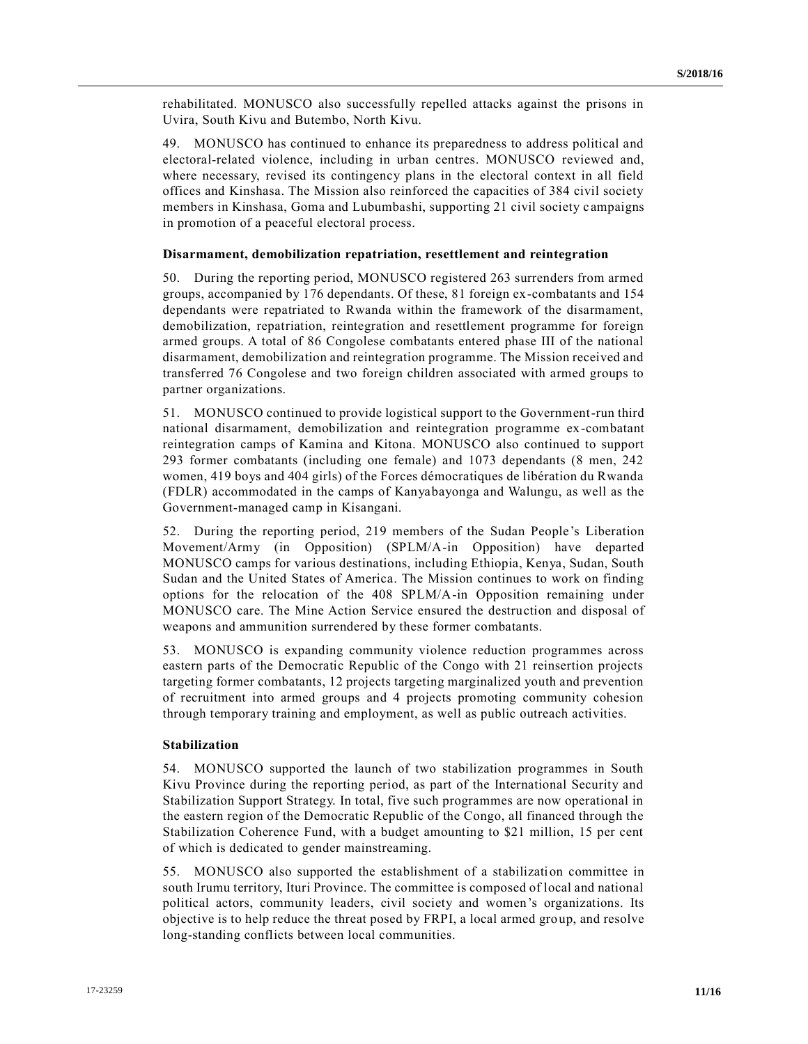rehabilitated. MONUSCO also successfully repelled attacks against the prisons in Uvira, South Kivu and Butembo, North Kivu.

49. MONUSCO has continued to enhance its preparedness to address political and electoral-related violence, including in urban centres. MONUSCO reviewed and, where necessary, revised its contingency plans in the electoral context in all field offices and Kinshasa. The Mission also reinforced the capacities of 384 civil society members in Kinshasa, Goma and Lubumbashi, supporting 21 civil society campaigns in promotion of a peaceful electoral process.

**Disarmament, demobilization repatriation, resettlement and reintegration**

50. During the reporting period, MONUSCO registered 263 surrenders from armed groups, accompanied by 176 dependants. Of these, 81 foreign ex-combatants and 154 dependants were repatriated to Rwanda within the framework of the disarmament, demobilization, repatriation, reintegration and resettlement programme for foreign armed groups. A total of 86 Congolese combatants entered phase III of the national disarmament, demobilization and reintegration programme. The Mission received and transferred 76 Congolese and two foreign children associated with armed groups to partner organizations.

51. MONUSCO continued to provide logistical support to the Government-run third national disarmament, demobilization and reintegration programme ex-combatant reintegration camps of Kamina and Kitona. MONUSCO also continued to support 293 former combatants (including one female) and 1073 dependants (8 men, 242 women, 419 boys and 404 girls) of the Forces démocratiques de libération du Rwanda (FDLR) accommodated in the camps of Kanyabayonga and Walungu, as well as the Government-managed camp in Kisangani.

52. During the reporting period, 219 members of the Sudan People's Liberation Movement/Army (in Opposition) (SPLM/A-in Opposition) have departed MONUSCO camps for various destinations, including Ethiopia, Kenya, Sudan, South Sudan and the United States of America. The Mission continues to work on finding options for the relocation of the 408 SPLM/A-in Opposition remaining under MONUSCO care. The Mine Action Service ensured the destruction and disposal of weapons and ammunition surrendered by these former combatants.

53. MONUSCO is expanding community violence reduction programmes across eastern parts of the Democratic Republic of the Congo with 21 reinsertion projects targeting former combatants, 12 projects targeting marginalized youth and prevention of recruitment into armed groups and 4 projects promoting community cohesion through temporary training and employment, as well as public outreach activities.

**Stabilization**

54. MONUSCO supported the launch of two stabilization programmes in South Kivu Province during the reporting period, as part of the International Security and Stabilization Support Strategy. In total, five such programmes are now operational in the eastern region of the Democratic Republic of the Congo, all financed through the Stabilization Coherence Fund, with a budget amounting to \$21 million, 15 per cent of which is dedicated to gender mainstreaming.

55. MONUSCO also supported the establishment of a stabilization committee in south Irumu territory, Ituri Province. The committee is composed of local and national political actors, community leaders, civil society and women's organizations. Its objective is to help reduce the threat posed by FRPI, a local armed group, and resolve long-standing conflicts between local communities.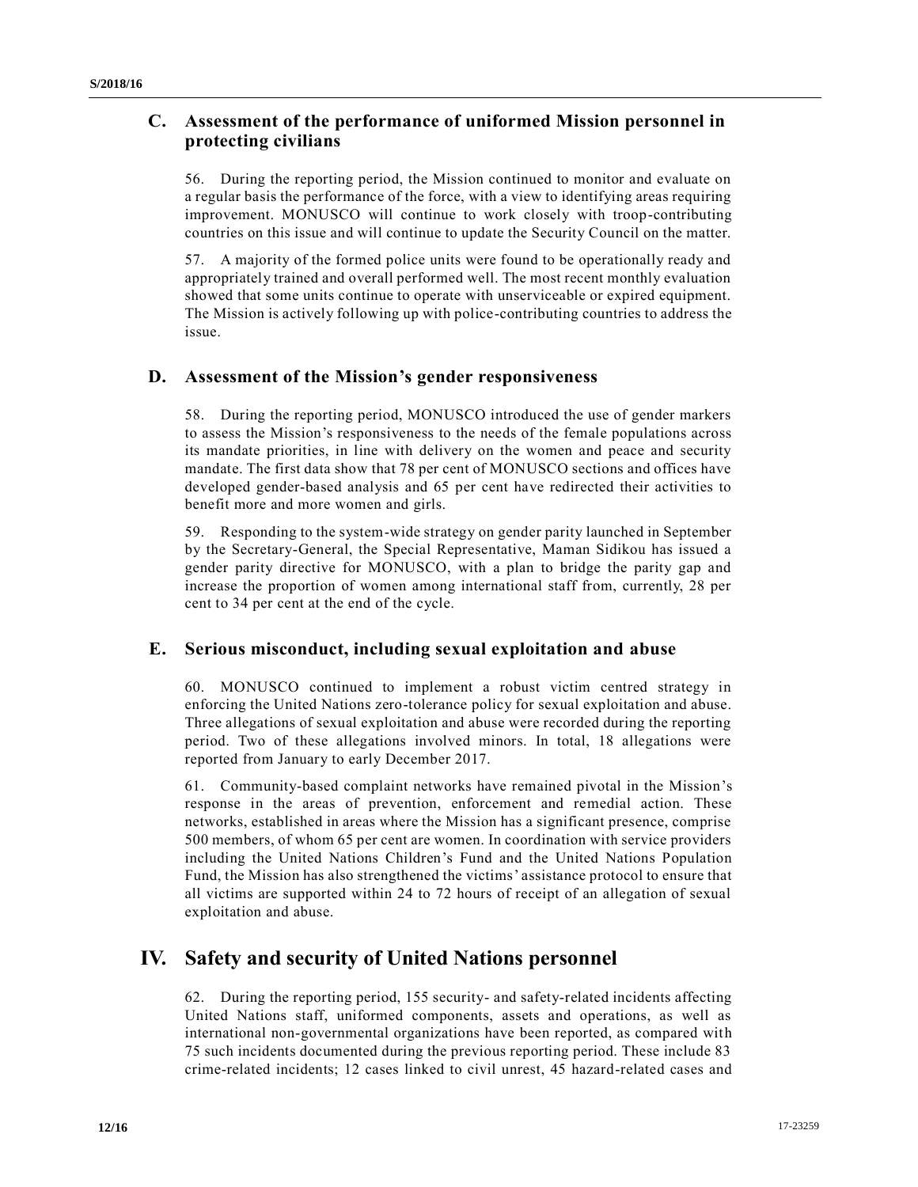## C. Assessment of the performance of uniformed Mission personnel in protecting civilians

56. During the reporting period, the Mission continued to monitor and evaluate on a regular basis the performance of the force, with a view to identifying areas requiring improvement. MONUSCO will continue to work closely with troop-contributing countries on this issue and will continue to update the Security Council on the matter.

57. A majority of the formed police units were found to be operationally ready and appropriately trained and overall performed well. The most recent monthly evaluation showed that some units continue to operate with unserviceable or expired equipment. The Mission is actively following up with police-contributing countries to address the issue.

## D. Assessment of the Mission's gender responsiveness

58. During the reporting period, MONUSCO introduced the use of gender markers to assess the Mission's responsiveness to the needs of the female populations across its mandate priorities, in line with delivery on the women and peace and security mandate. The first data show that 78 per cent of MONUSCO sections and offices have developed gender-based analysis and 65 per cent have redirected their activities to benefit more and more women and girls.

59. Responding to the system-wide strategy on gender parity launched in September by the Secretary-General, the Special Representative, Maman Sidikou has issued a gender parity directive for MONUSCO, with a plan to bridge the parity gap and increase the proportion of women among international staff from, currently, 28 per cent to 34 per cent at the end of the cycle.

## E. Serious misconduct, including sexual exploitation and abuse

60. MONUSCO continued to implement a robust victim centred strategy in enforcing the United Nations zero-tolerance policy for sexual exploitation and abuse. Three allegations of sexual exploitation and abuse were recorded during the reporting period. Two of these allegations involved minors. In total, 18 allegations were reported from January to early December 2017.

61. Community-based complaint networks have remained pivotal in the Mission's response in the areas of prevention, enforcement and remedial action. These networks, established in areas where the Mission has a significant presence, comprise 500 members, of whom 65 per cent are women. In coordination with service providers including the United Nations Children's Fund and the United Nations Population Fund, the Mission has also strengthened the victims' assistance protocol to ensure that all victims are supported within 24 to 72 hours of receipt of an allegation of sexual exploitation and abuse.

# IV. Safety and security of United Nations personnel

62. During the reporting period, 155 security- and safety-related incidents affecting United Nations staff, uniformed components, assets and operations, as well as international non-governmental organizations have been reported, as compared with 75 such incidents documented during the previous reporting period. These include 83 crime-related incidents; 12 cases linked to civil unrest, 45 hazard-related cases and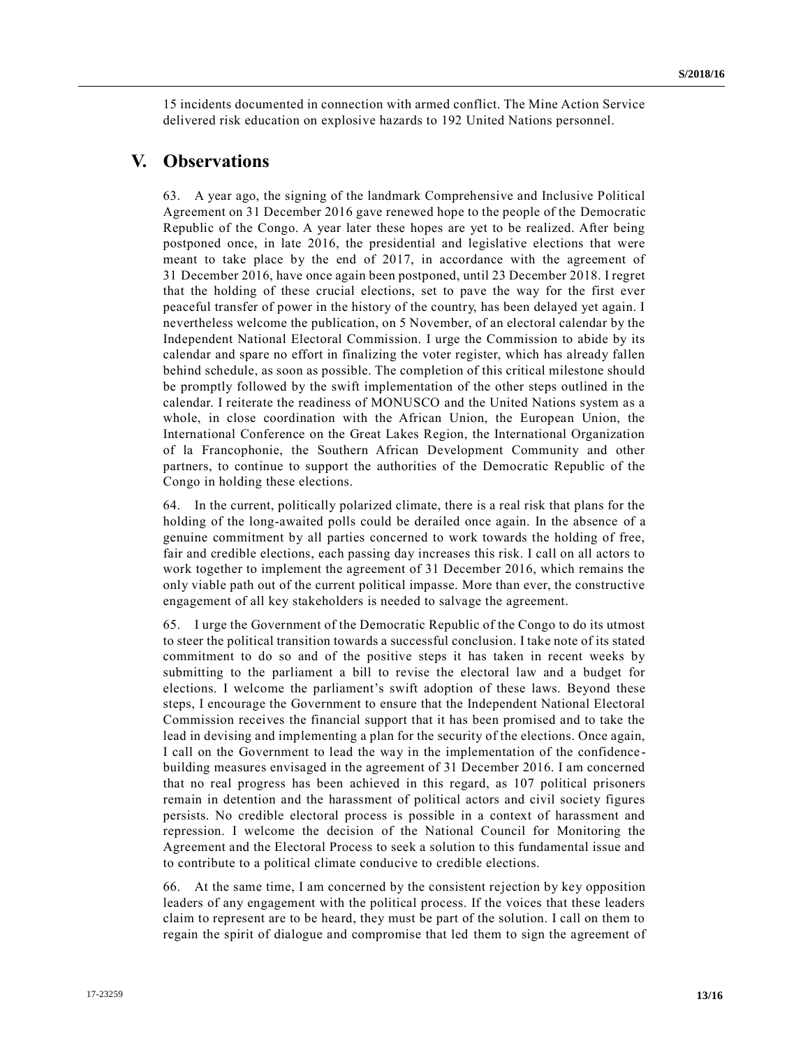15 incidents documented in connection with armed conflict. The Mine Action Service delivered risk education on explosive hazards to 192 United Nations personnel.

# V. Observations

63. A year ago, the signing of the landmark Comprehensive and Inclusive Political Agreement on 31 December 2016 gave renewed hope to the people of the Democratic Republic of the Congo. A year later these hopes are yet to be realized. After being postponed once, in late 2016, the presidential and legislative elections that were meant to take place by the end of 2017, in accordance with the agreement of 31 December 2016, have once again been postponed, until 23 December 2018. I regret that the holding of these crucial elections, set to pave the way for the first ever peaceful transfer of power in the history of the country, has been delayed yet again. I nevertheless welcome the publication, on 5 November, of an electoral calendar by the Independent National Electoral Commission. I urge the Commission to abide by its calendar and spare no effort in finalizing the voter register, which has already fallen behind schedule, as soon as possible. The completion of this critical milestone should be promptly followed by the swift implementation of the other steps outlined in the calendar. I reiterate the readiness of MONUSCO and the United Nations system as a whole, in close coordination with the African Union, the European Union, the International Conference on the Great Lakes Region, the International Organization of la Francophonie, the Southern African Development Community and other partners, to continue to support the authorities of the Democratic Republic of the Congo in holding these elections.

64. In the current, politically polarized climate, there is a real risk that plans for the holding of the long-awaited polls could be derailed once again. In the absence of a genuine commitment by all parties concerned to work towards the holding of free, fair and credible elections, each passing day increases this risk. I call on all actors to work together to implement the agreement of 31 December 2016, which remains the only viable path out of the current political impasse. More than ever, the constructive engagement of all key stakeholders is needed to salvage the agreement.

65. I urge the Government of the Democratic Republic of the Congo to do its utmost to steer the political transition towards a successful conclusion. I take note of its stated commitment to do so and of the positive steps it has taken in recent weeks by submitting to the parliament a bill to revise the electoral law and a budget for elections. I welcome the parliament's swift adoption of these laws. Beyond these steps, I encourage the Government to ensure that the Independent National Electoral Commission receives the financial support that it has been promised and to take the lead in devising and implementing a plan for the security of the elections. Once again, I call on the Government to lead the way in the implementation of the confidence-building measures envisaged in the agreement of 31 December 2016. I am concerned that no real progress has been achieved in this regard, as 107 political prisoners remain in detention and the harassment of political actors and civil society figures persists. No credible electoral process is possible in a context of harassment and repression. I welcome the decision of the National Council for Monitoring the Agreement and the Electoral Process to seek a solution to this fundamental issue and to contribute to a political climate conducive to credible elections.

66. At the same time, I am concerned by the consistent rejection by key opposition leaders of any engagement with the political process. If the voices that these leaders claim to represent are to be heard, they must be part of the solution. I call on them to regain the spirit of dialogue and compromise that led them to sign the agreement of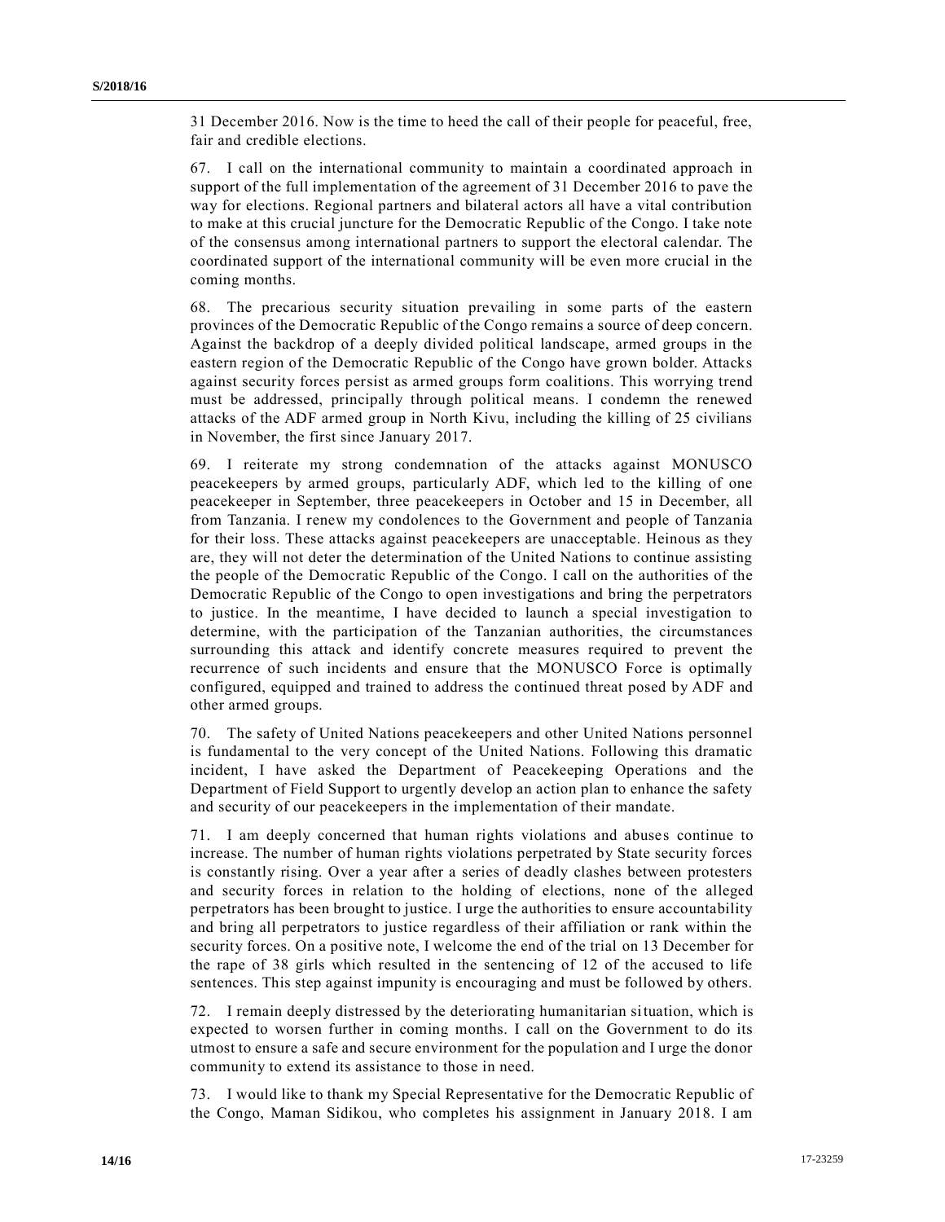31 December 2016. Now is the time to heed the call of their people for peaceful, free, fair and credible elections.

67. I call on the international community to maintain a coordinated approach in support of the full implementation of the agreement of 31 December 2016 to pave the way for elections. Regional partners and bilateral actors all have a vital contribution to make at this crucial juncture for the Democratic Republic of the Congo. I take note of the consensus among international partners to support the electoral calendar. The coordinated support of the international community will be even more crucial in the coming months.

68. The precarious security situation prevailing in some parts of the eastern provinces of the Democratic Republic of the Congo remains a source of deep concern. Against the backdrop of a deeply divided political landscape, armed groups in the eastern region of the Democratic Republic of the Congo have grown bolder. Attacks against security forces persist as armed groups form coalitions. This worrying trend must be addressed, principally through political means. I condemn the renewed attacks of the ADF armed group in North Kivu, including the killing of 25 civilians in November, the first since January 2017.

69. I reiterate my strong condemnation of the attacks against MONUSCO peacekeepers by armed groups, particularly ADF, which led to the killing of one peacekeeper in September, three peacekeepers in October and 15 in December, all from Tanzania. I renew my condolences to the Government and people of Tanzania for their loss. These attacks against peacekeepers are unacceptable. Heinous as they are, they will not deter the determination of the United Nations to continue assisting the people of the Democratic Republic of the Congo. I call on the authorities of the Democratic Republic of the Congo to open investigations and bring the perpetrators to justice. In the meantime, I have decided to launch a special investigation to determine, with the participation of the Tanzanian authorities, the circumstances surrounding this attack and identify concrete measures required to prevent the recurrence of such incidents and ensure that the MONUSCO Force is optimally configured, equipped and trained to address the continued threat posed by ADF and other armed groups.

70. The safety of United Nations peacekeepers and other United Nations personnel is fundamental to the very concept of the United Nations. Following this dramatic incident, I have asked the Department of Peacekeeping Operations and the Department of Field Support to urgently develop an action plan to enhance the safety and security of our peacekeepers in the implementation of their mandate.

71. I am deeply concerned that human rights violations and abuses continue to increase. The number of human rights violations perpetrated by State security forces is constantly rising. Over a year after a series of deadly clashes between protesters and security forces in relation to the holding of elections, none of the alleged perpetrators has been brought to justice. I urge the authorities to ensure accountability and bring all perpetrators to justice regardless of their affiliation or rank within the security forces. On a positive note, I welcome the end of the trial on 13 December for the rape of 38 girls which resulted in the sentencing of 12 of the accused to life sentences. This step against impunity is encouraging and must be followed by others.

72. I remain deeply distressed by the deteriorating humanitarian situation, which is expected to worsen further in coming months. I call on the Government to do its utmost to ensure a safe and secure environment for the population and I urge the donor community to extend its assistance to those in need.

73. I would like to thank my Special Representative for the Democratic Republic of the Congo, Maman Sidikou, who completes his assignment in January 2018. I am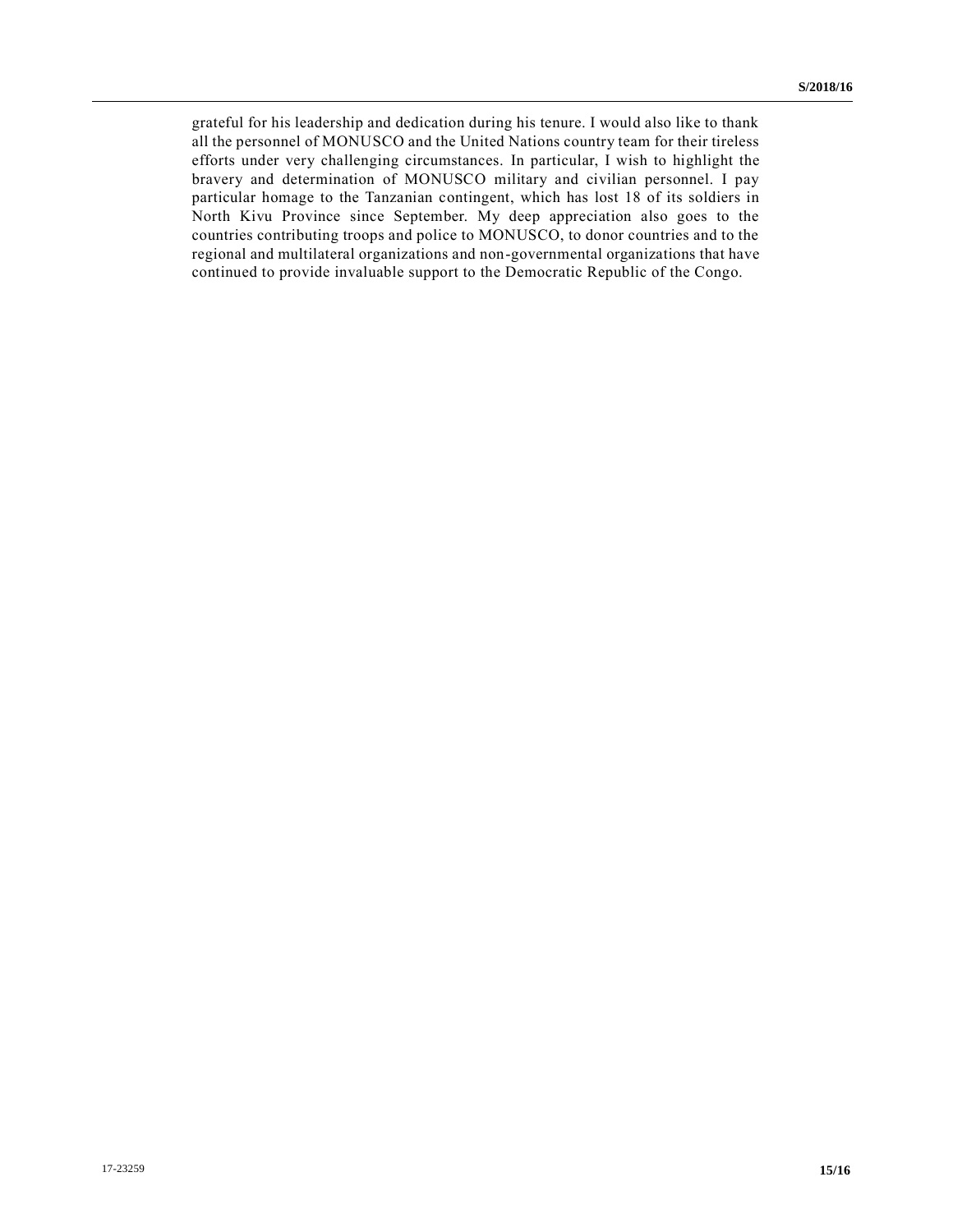grateful for his leadership and dedication during his tenure. I would also like to thank all the personnel of MONUSCO and the United Nations country team for their tireless efforts under very challenging circumstances. In particular, I wish to highlight the bravery and determination of MONUSCO military and civilian personnel. I pay particular homage to the Tanzanian contingent, which has lost 18 of its soldiers in North Kivu Province since September. My deep appreciation also goes to the countries contributing troops and police to MONUSCO, to donor countries and to the regional and multilateral organizations and non-governmental organizations that have continued to provide invaluable support to the Democratic Republic of the Congo.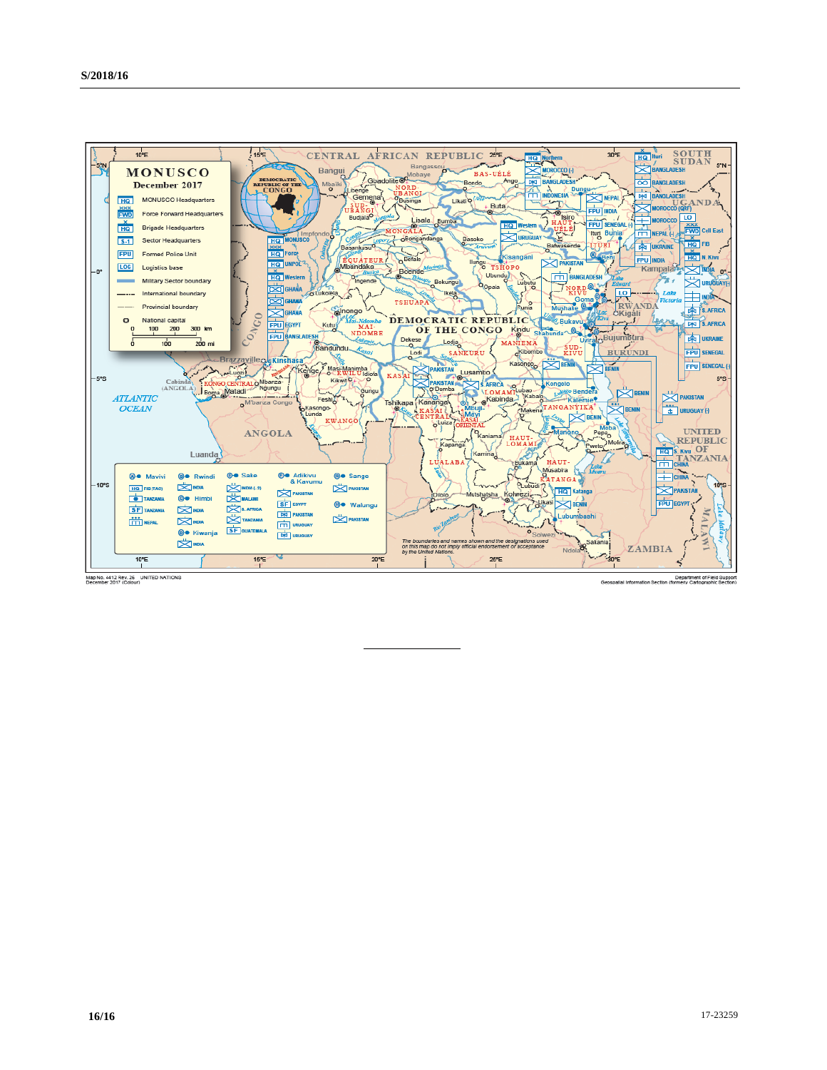MONUSCO

December 2017

HQ MONUSCO Headquarters

FWD Force Forward Headquarters

HQ Brigade Headquarters

S-1 Sector Headquarters

FPU Formed Police Unit

LOG Logistics base

Military Sector boundary

International boundary

Provincial boundary

National capital

0 100 200 300 km

0 100 200 mi

CENTRAL AFRICAN REPUBLIC

SOUTH SUDAN

UGANDA

RWANDA

BURUNDI

UNITED REPUBLIC OF TANZANIA

ZAMBIA

ANGOLA

CONGO

ATLANTIC OCEAN

DEMOCRATIC REPUBLIC OF THE CONGO

The boundaries and names shown and the designations used on this map do not imply official endorsement or acceptance by the United Nations.

Map No. 4412 Rev. 26 UNITED NATIONS
December 2017 (Colour)

Department of Field Support
Geospatial Information Section (formerly Cartographic Section)